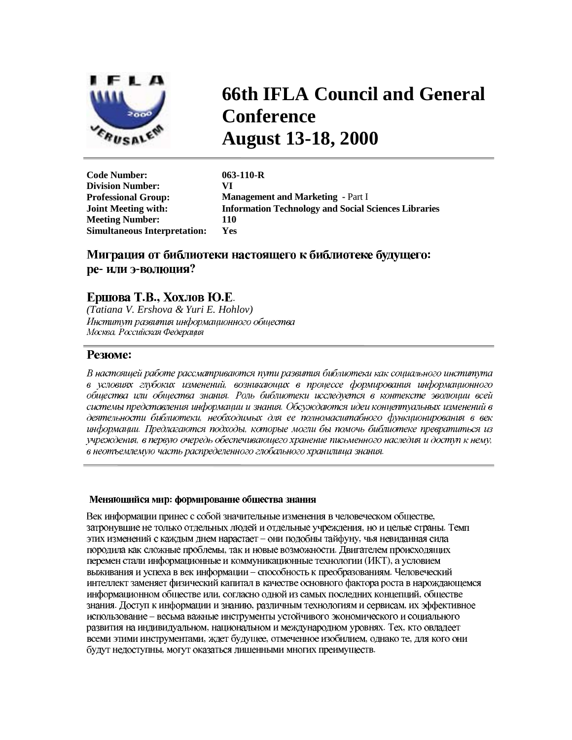# 66th IFLA Council and General Conference
# August 13-18, 2000

| | |
|---|---|
| **Code Number:** | **063-110-R** |
| **Division Number:** | **VI** |
| **Professional Group:** | **Management and Marketing** - Part I |
| **Joint Meeting with:** | **Information Technology and Social Sciences Libraries** |
| **Meeting Number:** | **110** |
| **Simultaneous Interpretation:** | **Yes** |

## Миграция от библиотеки настоящего к библиотеке будущего: ре- или э-волюция?

**Ершова Т.В., Хохлов Ю.Е.**
*(Tatiana V. Ershova & Yuri E. Hohlov)*
*Институт развития информационного общества*
*Москва, Российская Федерация*

## Резюме:

*В настоящей работе рассматриваются пути развития библиотеки как социального института в условиях глубоких изменений, возникающих в процессе формирования информационного общества или общества знания. Роль библиотеки исследуется в контексте эволюции всей системы представления информации и знания. Обсуждаются идеи концептуальных изменений в деятельности библиотеки, необходимых для ее полномасштабного функционирования в век информации. Предлагаются подходы, которые могли бы помочь библиотеке превратиться из учреждения, в первую очередь обеспечивающего хранение письменного наследия и доступ к нему, в неотъемлемую часть распределенного глобального хранилища знания.*

### Меняющийся мир: формирование общества знания

Век информации принес с собой значительные изменения в человеческом обществе, затронувшие не только отдельных людей и отдельные учреждения, но и целые страны. Темп этих изменений с каждым днем нарастает – они подобны тайфуну, чья невиданная сила породила как сложные проблемы, так и новые возможности. Двигателем происходящих перемен стали информационные и коммуникационные технологии (ИКТ), а условием выживания и успеха в век информации – способность к преобразованиям. Человеческий интеллект заменяет физический капитал в качестве основного фактора роста в нарождающемся информационном обществе или, согласно одной из самых последних концепций, обществе знания. Доступ к информации и знанию, различным технологиям и сервисам, их эффективное использование – весьма важные инструменты устойчивого экономического и социального развития на индивидуальном, национальном и международном уровнях. Тех, кто овладеет всеми этими инструментами, ждет будущее, отмеченное изобилием, однако те, для кого они будут недоступны, могут оказаться лишенными многих преимуществ.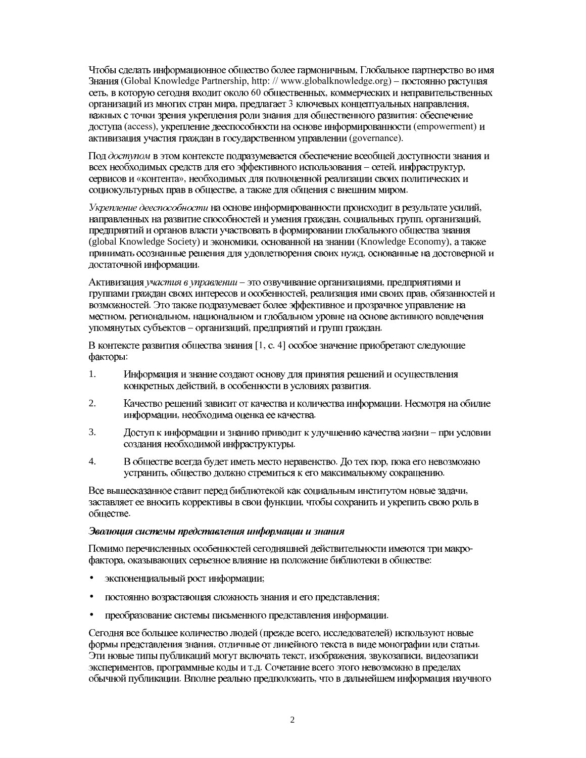Чтобы сделать информационное общество более гармоничным, Глобальное партнерство во имя Знания (Global Knowledge Partnership, http: // www.globalknowledge.org) – постоянно растущая сеть, в которую сегодня входит около 60 общественных, коммерческих и неправительственных организаций из многих стран мира, предлагает 3 ключевых концептуальных направления, важных с точки зрения укрепления роли знания для общественного развития: обеспечение доступа (access), укрепление дееспособности на основе информированности (empowerment) и активизация участия граждан в государственном управлении (governance).

Под *доступом* в этом контексте подразумевается обеспечение всеобщей доступности знания и всех необходимых средств для его эффективного использования – сетей, инфраструктур, сервисов и «контента», необходимых для полноценной реализации своих политических и социокультурных прав в обществе, а также для общения с внешним миром.

*Укрепление дееспособности* на основе информированности происходит в результате усилий, направленных на развитие способностей и умения граждан, социальных групп, организаций, предприятий и органов власти участвовать в формировании глобального общества знания (global Knowledge Society) и экономики, основанной на знании (Knowledge Economy), а также принимать осознанные решения для удовлетворения своих нужд, основанные на достоверной и достаточной информации.

Активизация *участия в управлении* – это озвучивание организациями, предприятиями и группами граждан своих интересов и особенностей, реализация ими своих прав, обязанностей и возможностей. Это также подразумевает более эффективное и прозрачное управление на местном, региональном, национальном и глобальном уровне на основе активного вовлечения упомянутых субъектов – организаций, предприятий и групп граждан.

В контексте развития общества знания [1, с. 4] особое значение приобретают следующие факторы:

1. Информация и знание создают основу для принятия решений и осуществления конкретных действий, в особенности в условиях развития.
2. Качество решений зависит от качества и количества информации. Несмотря на обилие информации, необходима оценка ее качества.
3. Доступ к информации и знанию приводит к улучшению качества жизни – при условии создания необходимой инфраструктуры.
4. В обществе всегда будет иметь место неравенство. До тех пор, пока его невозможно устранить, общество должно стремиться к его максимальному сокращению.

Все вышесказанное ставит перед библиотекой как социальным институтом новые задачи, заставляет ее вносить коррективы в свои функции, чтобы сохранить и укрепить свою роль в обществе.

***Эволюция системы представления информации и знания***

Помимо перечисленных особенностей сегодняшней действительности имеются три макро-фактора, оказывающих серьезное влияние на положение библиотеки в обществе:

- экспоненциальный рост информации;
- постоянно возрастающая сложность знания и его представления;
- преобразование системы письменного представления информации.

Сегодня все большее количество людей (прежде всего, исследователей) используют новые формы представления знания, отличные от линейного текста в виде монографии или статьи. Эти новые типы публикаций могут включать текст, изображения, звукозаписи, видеозаписи экспериментов, программные коды и т.д. Сочетание всего этого невозможно в пределах обычной публикации. Вполне реально предположить, что в дальнейшем информация научного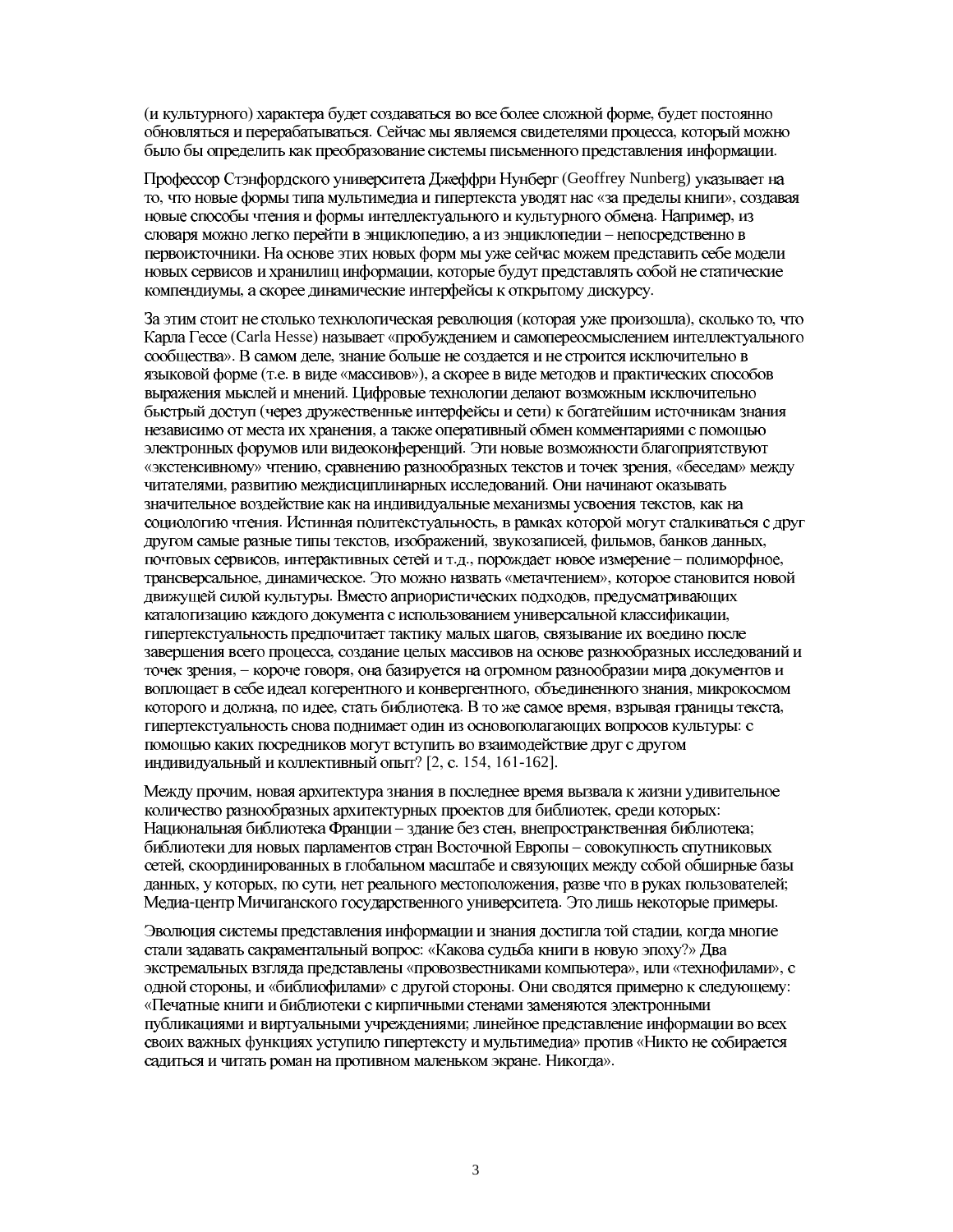(и культурного) характера будет создаваться во все более сложной форме, будет постоянно обновляться и перерабатываться. Сейчас мы являемся свидетелями процесса, который можно было бы определить как преобразование системы письменного представления информации.

Профессор Стэнфордского университета Джеффри Нунберг (Geoffrey Nunberg) указывает на то, что новые формы типа мультимедиа и гипертекста уводят нас «за пределы книги», создавая новые способы чтения и формы интеллектуального и культурного обмена. Например, из словаря можно легко перейти в энциклопедию, а из энциклопедии – непосредственно в первоисточники. На основе этих новых форм мы уже сейчас можем представить себе модели новых сервисов и хранилищ информации, которые будут представлять собой не статические компендиумы, а скорее динамические интерфейсы к открытому дискурсу.

За этим стоит не столько технологическая революция (которая уже произошла), сколько то, что Карла Гессе (Carla Hesse) называет «пробуждением и самопереосмыслением интеллектуального сообщества». В самом деле, знание больше не создается и не строится исключительно в языковой форме (т.е. в виде «массивов»), а скорее в виде методов и практических способов выражения мыслей и мнений. Цифровые технологии делают возможным исключительно быстрый доступ (через дружественные интерфейсы и сети) к богатейшим источникам знания независимо от места их хранения, а также оперативный обмен комментариями с помощью электронных форумов или видеоконференций. Эти новые возможности благоприятствуют «экстенсивному» чтению, сравнению разнообразных текстов и точек зрения, «беседам» между читателями, развитию междисциплинарных исследований. Они начинают оказывать значительное воздействие как на индивидуальные механизмы усвоения текстов, как на социологию чтения. Истинная политекстуальность, в рамках которой могут сталкиваться с друг другом самые разные типы текстов, изображений, звукозаписей, фильмов, банков данных, почтовых сервисов, интерактивных сетей и т.д., порождает новое измерение – полиморфное, трансверсальное, динамическое. Это можно назвать «метачтением», которое становится новой движущей силой культуры. Вместо априористических подходов, предусматривающих каталогизацию каждого документа с использованием универсальной классификации, гипертекстуальность предпочитает тактику малых шагов, связывание их воедино после завершения всего процесса, создание целых массивов на основе разнообразных исследований и точек зрения, – короче говоря, она базируется на огромном разнообразии мира документов и воплощает в себе идеал когерентного и конвергентного, объединенного знания, микрокосмом которого и должна, по идее, стать библиотека. В то же самое время, взрывая границы текста, гипертекстуальность снова поднимает один из основополагающих вопросов культуры: с помощью каких посредников могут вступить во взаимодействие друг с другом индивидуальный и коллективный опыт? [2, с. 154, 161-162].

Между прочим, новая архитектура знания в последнее время вызвала к жизни удивительное количество разнообразных архитектурных проектов для библиотек, среди которых: Национальная библиотека Франции – здание без стен, внепространственная библиотека; библиотеки для новых парламентов стран Восточной Европы – совокупность спутниковых сетей, скоординированных в глобальном масштабе и связующих между собой обширные базы данных, у которых, по сути, нет реального местоположения, разве что в руках пользователей; Медиа-центр Мичиганского государственного университета. Это лишь некоторые примеры.

Эволюция системы представления информации и знания достигла той стадии, когда многие стали задавать сакраментальный вопрос: «Какова судьба книги в новую эпоху?» Два экстремальных взгляда представлены «провозвестниками компьютера», или «технофилами», с одной стороны, и «библиофилами» с другой стороны. Они сводятся примерно к следующему: «Печатные книги и библиотеки с кирпичными стенами заменяются электронными публикациями и виртуальными учреждениями; линейное представление информации во всех своих важных функциях уступило гипертексту и мультимедиа» против «Никто не собирается садиться и читать роман на противном маленьком экране. Никогда».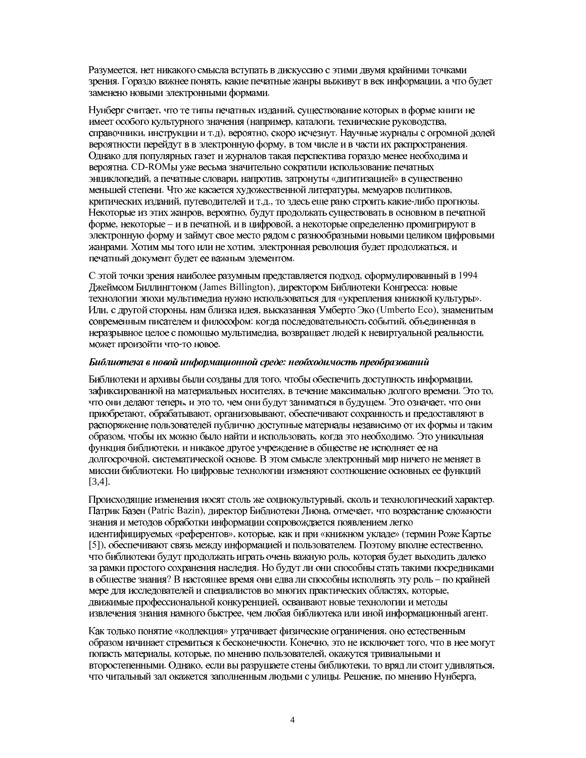Разумеется, нет никакого смысла вступать в дискуссию с этими двумя крайними точками зрения. Гораздо важнее понять, какие печатные жанры выживут в век информации, а что будет заменено новыми электронными формами.

Нунберг считает, что те типы печатных изданий, существование которых в форме книги не имеет особого культурного значения (например, каталоги, технические руководства, справочники, инструкции и т.д), вероятно, скоро исчезнут. Научные журналы с огромной долей вероятности перейдут в в электронную форму, в том числе и в части их распространения. Однако для популярных газет и журналов такая перспектива гораздо менее необходима и вероятна. CD-ROMы уже весьма значительно сократили использование печатных энциклопедий, а печатные словари, напротив, затронуты «дигитизацией» в существенно меньшей степени. Что же касается художественной литературы, мемуаров политиков, критических изданий, путеводителей и т.д., то здесь еще рано строить какие-либо прогнозы. Некоторые из этих жанров, вероятно, будут продолжать существовать в основном в печатной форме, некоторые – и в печатной, и в цифровой, а некоторые определенно промигрируют в электронную форму и займут свое место рядом с разнообразными новыми целиком цифровыми жанрами. Хотим мы того или не хотим, электронная революция будет продолжаться, и печатный документ будет ее важным элементом.

С этой точки зрения наиболее разумным представляется подход, сформулированный в 1994 Джеймсом Биллингтоном (James Billington), директором Библиотеки Конгресса: новые технологии эпохи мультимедиа нужно использоваться для «укрепления книжной культуры». Или, с другой стороны, нам близка идея, высказанная Умберто Эко (Umberto Eco), знаменитым современным писателем и философом: когда последовательность событий, объединенная в неразрывное целое с помощью мультимедиа, возвращает людей к невиртуальной реальности, может произойти что-то новое.

***Библиотека в новой информационной среде: необходимость преобразований***

Библиотеки и архивы были созданы для того, чтобы обеспечить доступность информации, зафиксированной на материальных носителях, в течение максимально долгого времени. Это то, что они делают теперь, и это то, чем они будут заниматься в будущем. Это означает, что они приобретают, обрабатывают, организовывают, обеспечивают сохранность и предоставляют в распоряжение пользователей публично доступные материалы независимо от их формы и таким образом, чтобы их можно было найти и использовать, когда это необходимо. Это уникальная функция библиотеки, и никакое другое учреждение в обществе не исполняет ее на долгосрочной, систематической основе. В этом смысле электронный мир ничего не меняет в миссии библиотеки. Но цифровые технологии изменяют соотношение основных ее функций [3,4].

Происходящие изменения носят столь же социокультурный, сколь и технологический характер. Патрик Базен (Patric Bazin), директор Библиотеки Лиона, отмечает, что возрастание сложности знания и методов обработки информации сопровождается появлением легко идентифицируемых «референтов», которые, как и при «книжном укладе» (термин Роже Картье [5]), обеспечивают связь между информацией и пользователем. Поэтому вполне естественно, что библиотеки будут продолжать играть очень важную роль, которая будет выходить далеко за рамки простого сохранения наследия. Но будут ли они способны стать такими посредниками в обществе знания? В настоящее время они едва ли способны исполнять эту роль – по крайней мере для исследователей и специалистов во многих практических областях, которые, движимые профессиональной конкуренцией, осваивают новые технологии и методы извлечения знания намного быстрее, чем любая библиотека или иной информационный агент.

Как только понятие «коллекция» утрачивает физические ограничения, оно естественным образом начинает стремиться к бесконечности. Конечно, это не исключает того, что в нее могут попасть материалы, которые, по мнению пользователей, окажутся тривиальными и второстепенными. Однако, если вы разрушаете стены библиотеки, то вряд ли стоит удивляться, что читальный зал окажется заполненным людьми с улицы. Решение, по мнению Нунберга,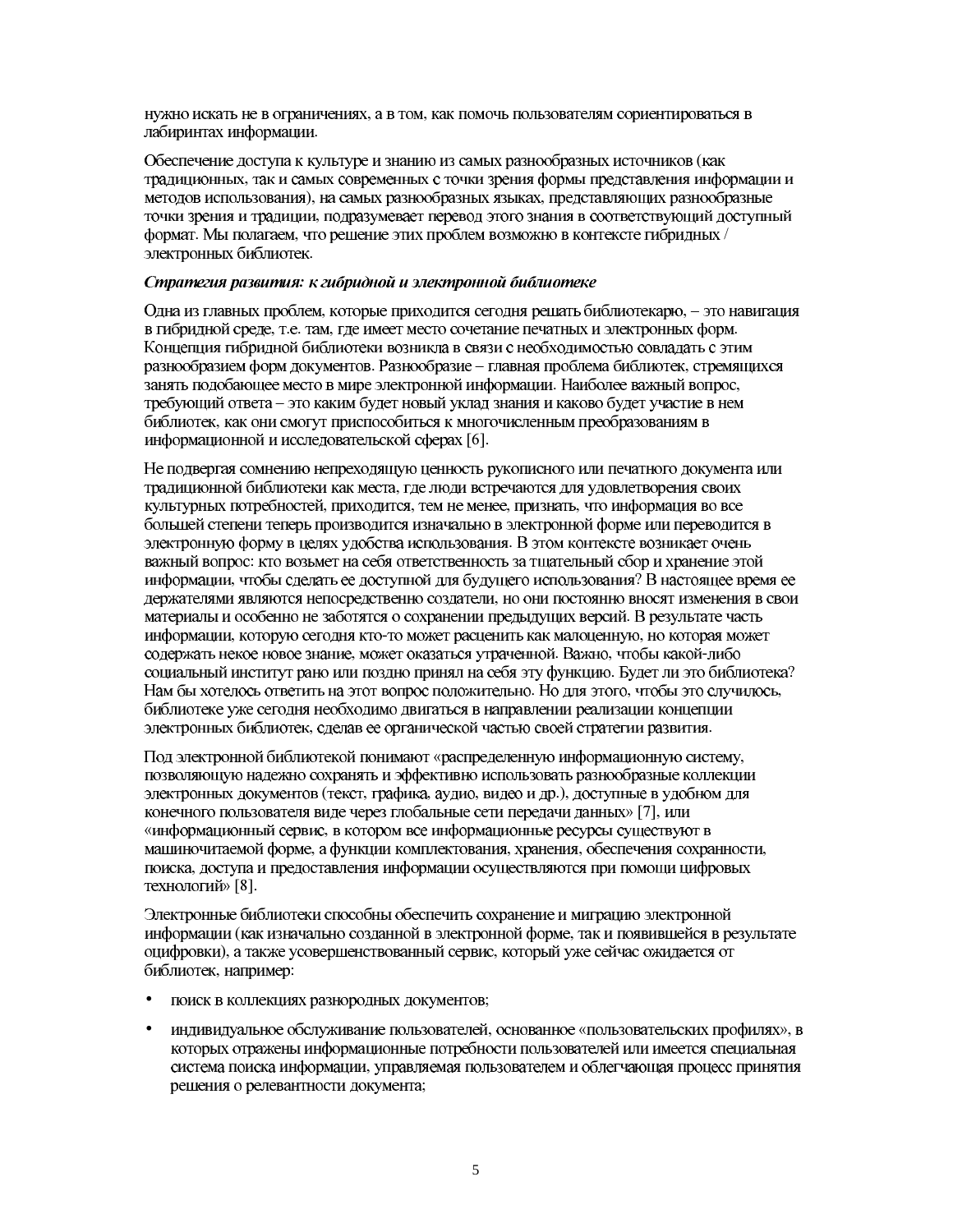нужно искать не в ограничениях, а в том, как помочь пользователям сориентироваться в лабиринтах информации.

Обеспечение доступа к культуре и знанию из самых разнообразных источников (как традиционных, так и самых современных с точки зрения формы представления информации и методов использования), на самых разнообразных языках, представляющих разнообразные точки зрения и традиции, подразумевает перевод этого знания в соответствующий доступный формат. Мы полагаем, что решение этих проблем возможно в контексте гибридных / электронных библиотек.

***Стратегия развития: к гибридной и электронной библиотеке***

Одна из главных проблем, которые приходится сегодня решать библиотекарю, – это навигация в гибридной среде, т.е. там, где имеет место сочетание печатных и электронных форм. Концепция гибридной библиотеки возникла в связи с необходимостью совладать с этим разнообразием форм документов. Разнообразие – главная проблема библиотек, стремящихся занять подобающее место в мире электронной информации. Наиболее важный вопрос, требующий ответа – это каким будет новый уклад знания и каково будет участие в нем библиотек, как они смогут приспособиться к многочисленным преобразованиям в информационной и исследовательской сферах [6].

Не подвергая сомнению непреходящую ценность рукописного или печатного документа или традиционной библиотеки как места, где люди встречаются для удовлетворения своих культурных потребностей, приходится, тем не менее, признать, что информация во все большей степени теперь производится изначально в электронной форме или переводится в электронную форму в целях удобства использования. В этом контексте возникает очень важный вопрос: кто возьмет на себя ответственность за тщательный сбор и хранение этой информации, чтобы сделать ее доступной для будущего использования? В настоящее время ее держателями являются непосредственно создатели, но они постоянно вносят изменения в свои материалы и особенно не заботятся о сохранении предыдущих версий. В результате часть информации, которую сегодня кто-то может расценить как малоценную, но которая может содержать некое новое знание, может оказаться утраченной. Важно, чтобы какой-либо социальный институт рано или поздно принял на себя эту функцию. Будет ли это библиотека? Нам бы хотелось ответить на этот вопрос положительно. Но для этого, чтобы это случилось, библиотеке уже сегодня необходимо двигаться в направлении реализации концепции электронных библиотек, сделав ее органической частью своей стратегии развития.

Под электронной библиотекой понимают «распределенную информационную систему, позволяющую надежно сохранять и эффективно использовать разнообразные коллекции электронных документов (текст, графика, аудио, видео и др.), доступные в удобном для конечного пользователя виде через глобальные сети передачи данных» [7], или «информационный сервис, в котором все информационные ресурсы существуют в машиночитаемой форме, а функции комплектования, хранения, обеспечения сохранности, поиска, доступа и предоставления информации осуществляются при помощи цифровых технологий» [8].

Электронные библиотеки способны обеспечить сохранение и миграцию электронной информации (как изначально созданной в электронной форме, так и появившейся в результате оцифровки), а также усовершенствованный сервис, который уже сейчас ожидается от библиотек, например:

- поиск в коллекциях разнородных документов;
- индивидуальное обслуживание пользователей, основанное «пользовательских профилях», в которых отражены информационные потребности пользователей или имеется специальная система поиска информации, управляемая пользователем и облегчающая процесс принятия решения о релевантности документа;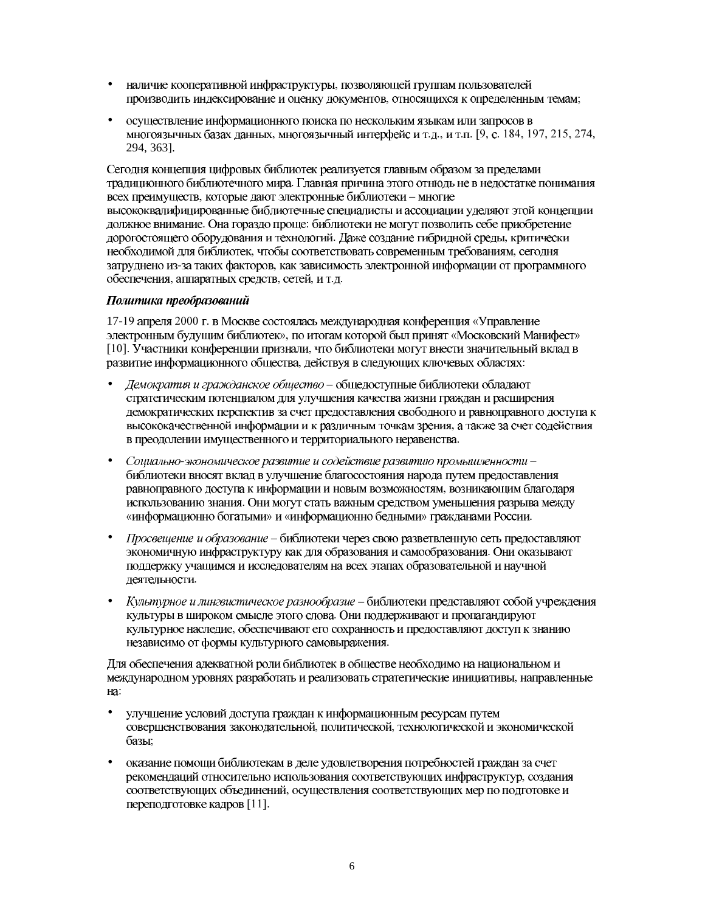- наличие кооперативной инфраструктуры, позволяющей группам пользователей производить индексирование и оценку документов, относящихся к определенным темам;
- осуществление информационного поиска по нескольким языкам или запросов в многоязычных базах данных, многоязычный интерфейс и т.д., и т.п. [9, с. 184, 197, 215, 274, 294, 363].

Сегодня концепция цифровых библиотек реализуется главным образом за пределами традиционного библиотечного мира. Главная причина этого отнюдь не в недостатке понимания всех преимуществ, которые дают электронные библиотеки – многие высококвалифицированные библиотечные специалисты и ассоциации уделяют этой концепции должное внимание. Она гораздо проще: библиотеки не могут позволить себе приобретение дорогостоящего оборудования и технологий. Даже создание гибридной среды, критически необходимой для библиотек, чтобы соответствовать современным требованиям, сегодня затруднено из-за таких факторов, как зависимость электронной информации от программного обеспечения, аппаратных средств, сетей, и т.д.

***Политика преобразований***

17-19 апреля 2000 г. в Москве состоялась международная конференция «Управление электронным будущим библиотек», по итогам которой был принят «Московский Манифест» [10]. Участники конференции признали, что библиотеки могут внести значительный вклад в развитие информационного общества, действуя в следующих ключевых областях:

- *Демократия и гражданское общество* – общедоступные библиотеки обладают стратегическим потенциалом для улучшения качества жизни граждан и расширения демократических перспектив за счет предоставления свободного и равноправного доступа к высококачественной информации и к различным точкам зрения, а также за счет содействия в преодолении имущественного и территориального неравенства.
- *Социально-экономическое развитие и содействие развитию промышленности* – библиотеки вносят вклад в улучшение благосостояния народа путем предоставления равноправного доступа к информации и новым возможностям, возникающим благодаря использованию знания. Они могут стать важным средством уменьшения разрыва между «информационно богатыми» и «информационно бедными» гражданами России.
- *Просвещение и образование* – библиотеки через свою разветвленную сеть предоставляют экономичную инфраструктуру как для образования и самообразования. Они оказывают поддержку учащимся и исследователям на всех этапах образовательной и научной деятельности.
- *Культурное и лингвистическое разнообразие* – библиотеки представляют собой учреждения культуры в широком смысле этого слова. Они поддерживают и пропагандируют культурное наследие, обеспечивают его сохранность и предоставляют доступ к знанию независимо от формы культурного самовыражения.

Для обеспечения адекватной роли библиотек в обществе необходимо на национальном и международном уровнях разработать и реализовать стратегические инициативы, направленные на:

- улучшение условий доступа граждан к информационным ресурсам путем совершенствования законодательной, политической, технологической и экономической базы;
- оказание помощи библиотекам в деле удовлетворения потребностей граждан за счет рекомендаций относительно использования соответствующих инфраструктур, создания соответствующих объединений, осуществления соответствующих мер по подготовке и переподготовке кадров [11].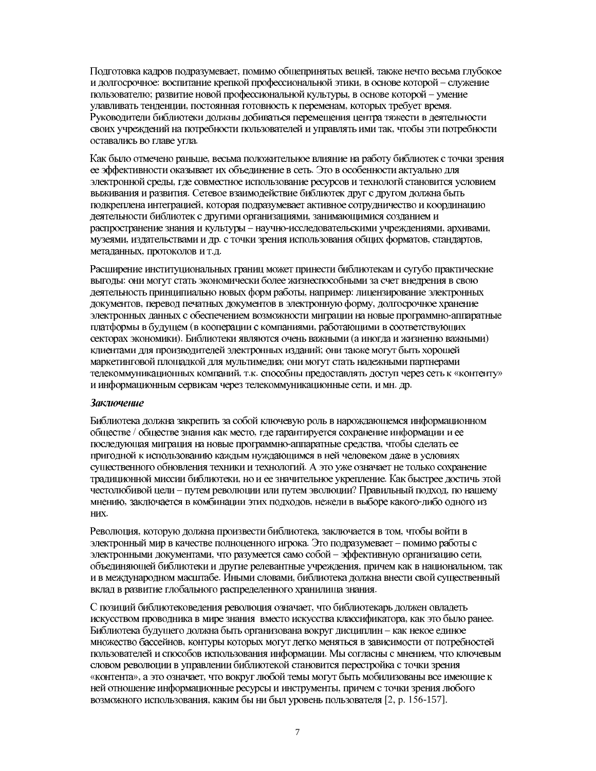Подготовка кадров подразумевает, помимо общепринятых вещей, также нечто весьма глубокое и долгосрочное: воспитание крепкой профессиональной этики, в основе которой – служение пользователю; развитие новой профессиональной культуры, в основе которой – умение улавливать тенденции, постоянная готовность к переменам, которых требует время. Руководители библиотеки должны добиваться перемещения центра тяжести в деятельности своих учреждений на потребности пользователей и управлять ими так, чтобы эти потребности оставались во главе угла.

Как было отмечено раньше, весьма положительное влияние на работу библиотек с точки зрения ее эффективности оказывает их объединение в сеть. Это в особенности актуально для электронной среды, где совместное использование ресурсов и технологй становится условием выживания и развития. Сетевое взаимодействие библиотек друг с другом должна быть подкреплена интеграцией, которая подразумевает активное сотрудничество и координацию деятельности библиотек с другими организациями, занимающимися созданием и распространение знания и культуры – научно-исследовательскими учреждениями, архивами, музеями, издательствами и др. с точки зрения использования общих форматов, стандартов, метаданных, протоколов и т.д.

Расширение институциональных границ может принести библиотекам и сугубо практические выгоды: они могут стать экономически более жизнеспособными за счет внедрения в свою деятельность принципиально новых форм работы, например: лицензирование электронных документов, перевод печатных документов в электронную форму, долгосрочное хранение электронных данных с обеспечением возможности миграции на новые программно-аппаратные платформы в будущем (в кооперации с компаниями, работающими в соответствующих секторах экономики). Библиотеки являются очень важными (а иногда и жизненно важными) клиентами для производителей электронных изданий; они также могут быть хорошей маркетинговой площадкой для мультимедиа; они могут стать надежными партнерами телекоммуникационных компаний, т.к. способны предоставлять доступ через сеть к «контенту» и информационным сервисам через телекоммуникационные сети, и мн. др.

### *Заключение*

Библиотека должна закрепить за собой ключевую роль в нарождающемся информационном обществе / обществе знания как место, где гарантируется сохранение информации и ее последующая миграция на новые программно-аппаратные средства, чтобы сделать ее пригодной к использованию каждым нуждающимся в ней человеком даже в условиях существенного обновления техники и технологий. А это уже означает не только сохранение традиционной миссии библиотеки, но и ее значительное укрепление. Как быстрее достичь этой честолюбивой цели – путем революции или путем эволюции? Правильный подход, по нашему мнению, заключается в комбинации этих подходов, нежели в выборе какого-либо одного из них.

Революция, которую должна произвести библиотека, заключается в том, чтобы войти в электронный мир в качестве полноценного игрока. Это подразумевает – помимо работы с электронными документами, что разумеется само собой – эффективную организацию сети, объединяющей библиотеки и другие релевантные учреждения, причем как в национальном, так и в международном масштабе. Иными словами, библиотека должна внести свой существенный вклад в развитие глобального распределенного хранилища знания.

С позиций библиотековедения революция означает, что библиотекарь должен овладеть искусством проводника в мире знания вместо искусства классификатора, как это было ранее. Библиотека будущего должна быть организована вокруг дисциплин – как некое единое множество бассейнов, контуры которых могут легко меняться в зависимости от потребностей пользователей и способов использования информации. Мы согласны с мнением, что ключевым словом революции в управлении библиотекой становится перестройка с точки зрения «контента», а это означает, что вокруг любой темы могут быть мобилизованы все имеющие к ней отношение информационные ресурсы и инструменты, причем с точки зрения любого возможного использования, каким бы ни был уровень пользователя [2, p. 156-157].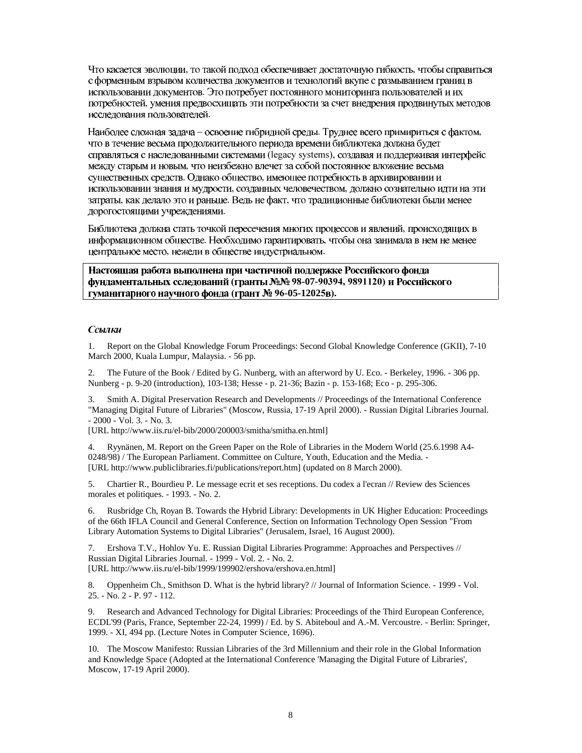Что касается эволюции, то такой подход обеспечивает достаточную гибкость, чтобы справиться с форменным взрывом количества документов и технологий вкупе с размыванием границ в использовании документов. Это потребует постоянного мониторинга пользователей и их потребностей, умения предвосхищать эти потребности за счет внедрения продвинутых методов исследования пользователей.

Наиболее сложная задача – освоение гибридной среды. Труднее всего примириться с фактом, что в течение весьма продолжительного периода времени библиотека должна будет справляться с наследованными системами (legacy systems), создавая и поддерживая интерфейс между старым и новым, что неизбежно влечет за собой постоянное вложение весьма существенных средств. Однако общество, имеющее потребность в архивировании и использовании знания и мудрости, созданных человечеством, должно сознательно идти на эти затраты, как делало это и раньше. Ведь не факт, что традиционные библиотеки были менее дорогостоящими учреждениями.

Библиотека должна стать точкой пересечения многих процессов и явлений, происходящих в информационном обществе. Необходимо гарантировать, чтобы она занимала в нем не менее центральное место, нежели в обществе индустриальном.

**Настоящая работа выполнена при частичной поддержке Российского фонда фундаментальных сследований (гранты №№ 98-07-90394, 9891120) и Российского гуманитарного научного фонда (грант № 96-05-12025в).**

### *Ссылки*

1. Report on the Global Knowledge Forum Proceedings: Second Global Knowledge Conference (GKII), 7-10 March 2000, Kuala Lumpur, Malaysia. - 56 pp.

2. The Future of the Book / Edited by G. Nunberg, with an afterword by U. Eco. - Berkeley, 1996. - 306 pp. Nunberg - p. 9-20 (introduction), 103-138; Hesse - p. 21-36; Bazin - p. 153-168; Eco - p. 295-306.

3. Smith A. Digital Preservation Research and Developments // Proceedings of the International Conference "Managing Digital Future of Libraries" (Moscow, Russia, 17-19 April 2000). - Russian Digital Libraries Journal. - 2000 - Vol. 3. - No. 3.
[URL http://www.iis.ru/el-bib/2000/200003/smitha/smitha.en.html]

4. Ryynänen, M. Report on the Green Paper on the Role of Libraries in the Modern World (25.6.1998 A4-0248/98) / The European Parliament. Committee on Culture, Youth, Education and the Media. -
[URL http://www.publiclibraries.fi/publications/report.htm] (updated on 8 March 2000).

5. Chartier R., Bourdieu P. Le message ecrit et ses receptions. Du codex a l'ecran // Review des Sciences morales et politiques. - 1993. - No. 2.

6. Rusbridge Ch, Royan B. Towards the Hybrid Library: Developments in UK Higher Education: Proceedings of the 66th IFLA Council and General Conference, Section on Information Technology Open Session "From Library Automation Systems to Digital Libraries" (Jerusalem, Israel, 16 August 2000).

7. Ershova T.V., Hohlov Yu. E. Russian Digital Libraries Programme: Approaches and Perspectives // Russian Digital Libraries Journal. - 1999 - Vol. 2. - No. 2.
[URL http://www.iis.ru/el-bib/1999/199902/ershova/ershova.en.html]

8. Oppenheim Ch., Smithson D. What is the hybrid library? // Journal of Information Science. - 1999 - Vol. 25. - No. 2 - P. 97 - 112.

9. Research and Advanced Technology for Digital Libraries: Proceedings of the Third European Conference, ECDL'99 (Paris, France, September 22-24, 1999) / Ed. by S. Abiteboul and A.-M. Vercoustre. - Berlin: Springer, 1999. - XI, 494 pp. (Lecture Notes in Computer Science, 1696).

10. The Moscow Manifesto: Russian Libraries of the 3rd Millennium and their role in the Global Information and Knowledge Space (Adopted at the International Conference 'Managing the Digital Future of Libraries', Moscow, 17-19 April 2000).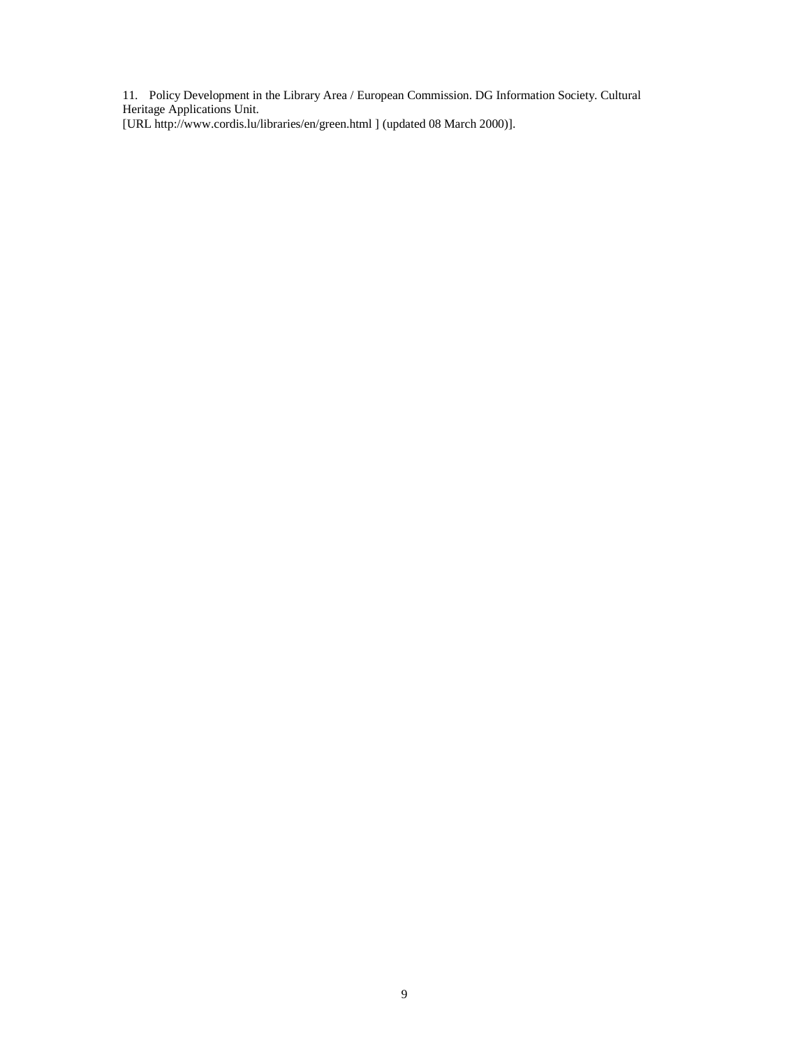11. Policy Development in the Library Area / European Commission. DG Information Society. Cultural Heritage Applications Unit.
[URL http://www.cordis.lu/libraries/en/green.html ] (updated 08 March 2000)].